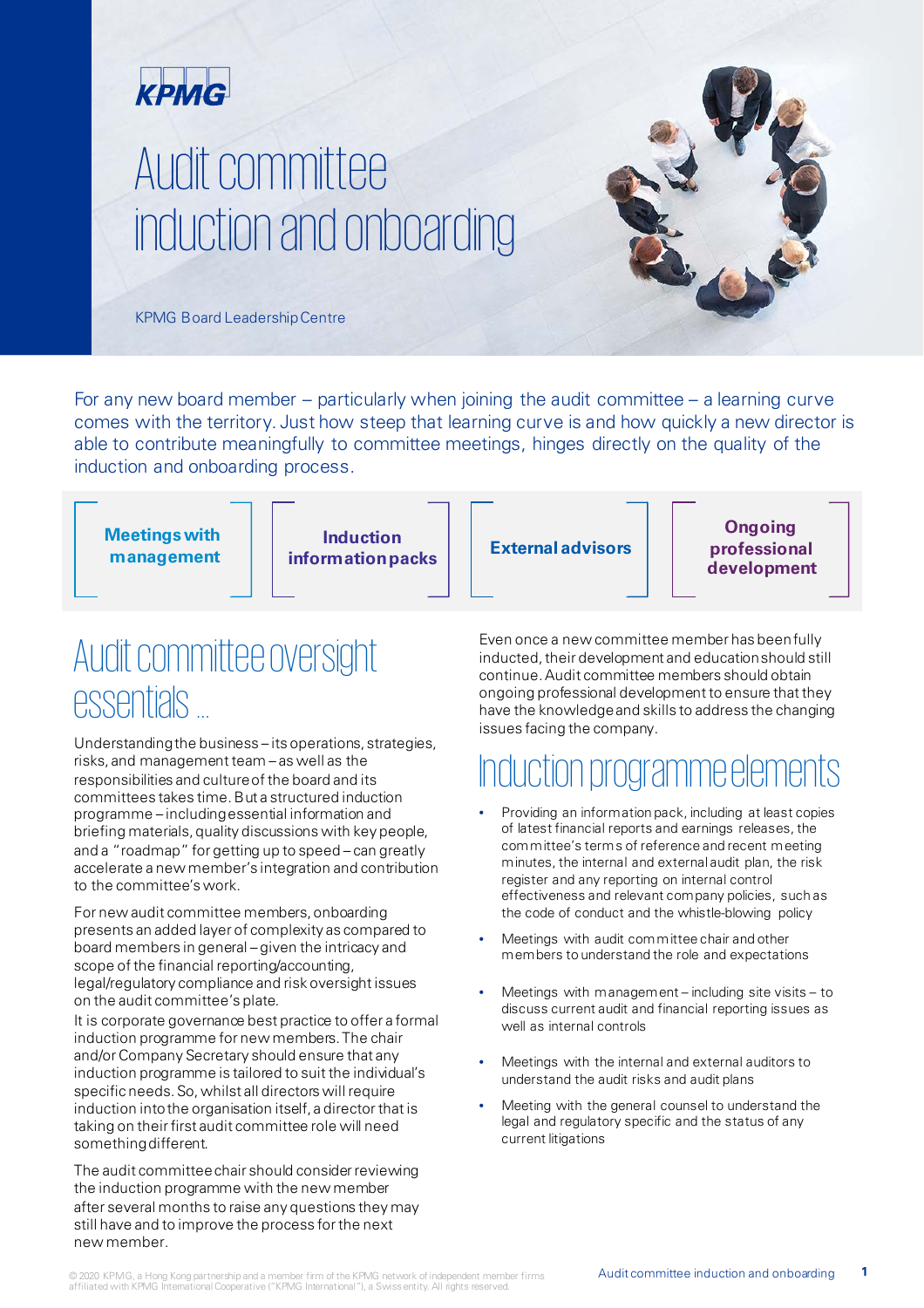KPMG

# Audit committee induction and onboarding

KPMG Board Leadership Centre

For any new board member – particularly when joining the audit committee – a learning curve comes with the territory. Just how steep that learning curve is and how quickly a new director is able to contribute meaningfully to committee meetings, hinges directly on the quality of the induction and onboarding process.

**Meetings with management** | **Induction information packs** | **External advisors** | **Ongoing professional development**

## Audit committee oversight essentials ...

Understanding the business – its operations, strategies, risks, and management team – as well as the responsibilities and culture of the board and its committees takes time. But a structured induction programme – including essential information and briefing materials, quality discussions with key people, and a "roadmap" for getting up to speed – can greatly accelerate a new member's integration and contribution to the committee's work.

For new audit committee members, onboarding presents an added layer of complexity as compared to board members in general – given the intricacy and scope of the financial reporting/accounting, legal/regulatory compliance and risk oversight issues on the audit committee's plate.

It is corporate governance best practice to offer a formal induction programme for new members. The chair and/or Company Secretary should ensure that any induction programme is tailored to suit the individual's specific needs. So, whilst all directors will require induction into the organisation itself, a director that is taking on their first audit committee role will need something different.

The audit committee chair should consider reviewing the induction programme with the new member after several months to raise any questions they may still have and to improve the process for the next new member.

Even once a new committee member has been fully inducted, their development and education should still continue. Audit committee members should obtain ongoing professional development to ensure that they have the knowledge and skills to address the changing issues facing the company.

## Induction programme elements

- Providing an information pack, including at least copies of latest financial reports and earnings releases, the committee's terms of reference and recent meeting minutes, the internal and external audit plan, the risk register and any reporting on internal control effectiveness and relevant company policies, such as the code of conduct and the whistle-blowing policy
- Meetings with audit committee chair and other members to understand the role and expectations
- Meetings with management – including site visits – to discuss current audit and financial reporting issues as well as internal controls
- Meetings with the internal and external auditors to understand the audit risks and audit plans
- Meeting with the general counsel to understand the legal and regulatory specific and the status of any current litigations

© 2020 KPMG, a Hong Kong partnership and a member firm of the KPMG network of independent member firms affiliated with KPMG International Cooperative ("KPMG International"), a Swiss entity. All rights reserved.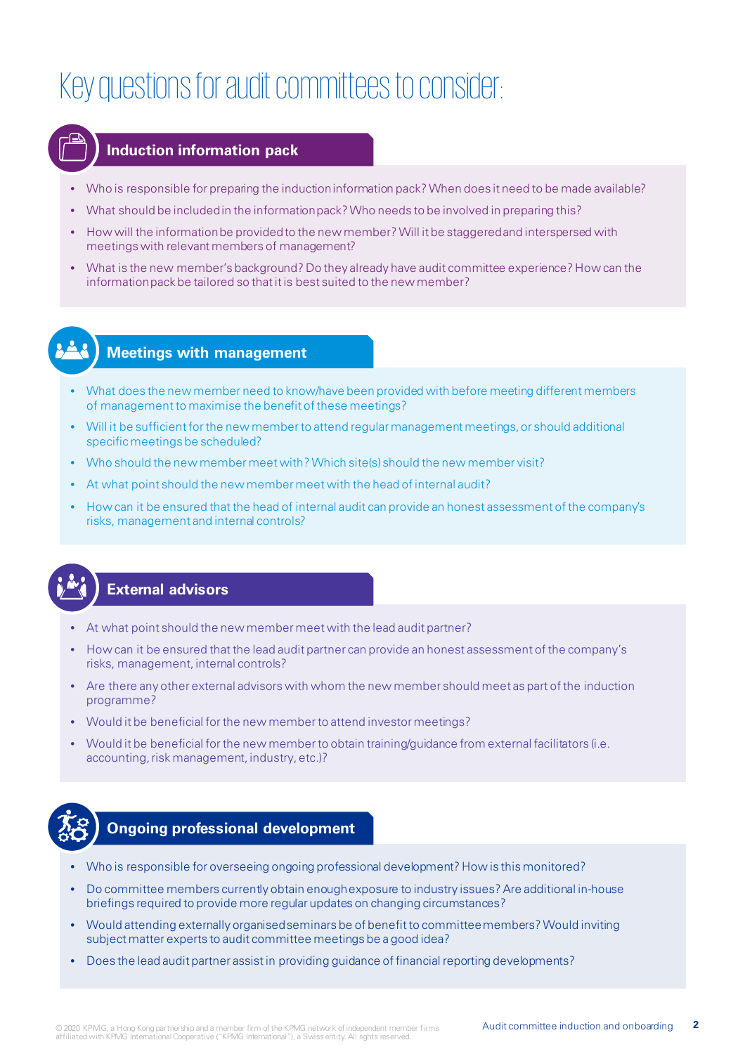# Key questions for audit committees to consider:

## Induction information pack

- Who is responsible for preparing the induction information pack? When does it need to be made available?
- What should be included in the information pack? Who needs to be involved in preparing this?
- How will the information be provided to the new member? Will it be staggered and interspersed with meetings with relevant members of management?
- What is the new member's background? Do they already have audit committee experience? How can the information pack be tailored so that it is best suited to the new member?

## Meetings with management

- What does the new member need to know/have been provided with before meeting different members of management to maximise the benefit of these meetings?
- Will it be sufficient for the new member to attend regular management meetings, or should additional specific meetings be scheduled?
- Who should the new member meet with? Which site(s) should the new member visit?
- At what point should the new member meet with the head of internal audit?
- How can it be ensured that the head of internal audit can provide an honest assessment of the company's risks, management and internal controls?

## External advisors

- At what point should the new member meet with the lead audit partner?
- How can it be ensured that the lead audit partner can provide an honest assessment of the company's risks, management, internal controls?
- Are there any other external advisors with whom the new member should meet as part of the induction programme?
- Would it be beneficial for the new member to attend investor meetings?
- Would it be beneficial for the new member to obtain training/guidance from external facilitators (i.e. accounting, risk management, industry, etc.)?

## Ongoing professional development

- Who is responsible for overseeing ongoing professional development? How is this monitored?
- Do committee members currently obtain enough exposure to industry issues? Are additional in-house briefings required to provide more regular updates on changing circumstances?
- Would attending externally organised seminars be of benefit to committee members? Would inviting subject matter experts to audit committee meetings be a good idea?
- Does the lead audit partner assist in providing guidance of financial reporting developments?

© 2020 KPMG, a Hong Kong partnership and a member firm of the KPMG network of independent member firms affiliated with KPMG International Cooperative ("KPMG International"), a Swiss entity. All rights reserved.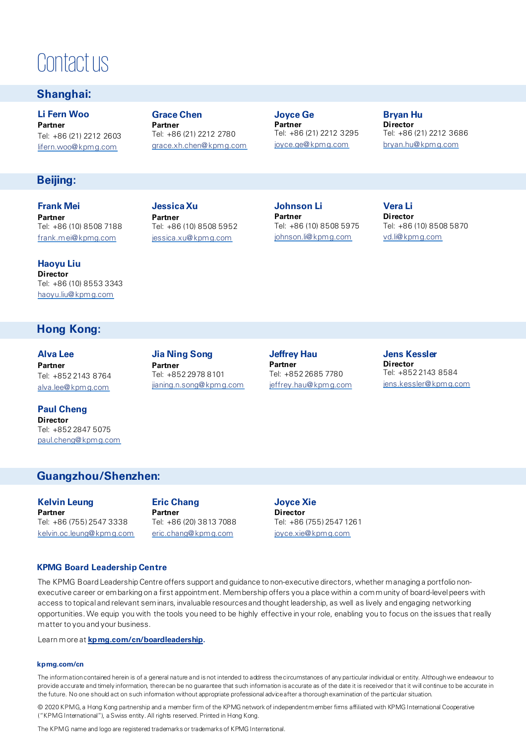# Contact us

## Shanghai:

**Li Fern Woo**
**Partner**
Tel: +86 (21) 2212 2603
lifern.woo@kpmg.com

**Grace Chen**
**Partner**
Tel: +86 (21) 2212 2780
grace.xh.chen@kpmg.com

**Joyce Ge**
**Partner**
Tel: +86 (21) 2212 3295
joyce.ge@kpmg.com

**Bryan Hu**
**Director**
Tel: +86 (21) 2212 3686
bryan.hu@kpmg.com

## Beijing:

**Frank Mei**
**Partner**
Tel: +86 (10) 8508 7188
frank.mei@kpmg.com

**Jessica Xu**
**Partner**
Tel: +86 (10) 8508 5952
jessica.xu@kpmg.com

**Johnson Li**
**Partner**
Tel: +86 (10) 8508 5975
johnson.li@kpmg.com

**Vera Li**
**Director**
Tel: +86 (10) 8508 5870
vd.li@kpmg.com

**Haoyu Liu**
**Director**
Tel: +86 (10) 8553 3343
haoyu.liu@kpmg.com

## Hong Kong:

**Alva Lee**
**Partner**
Tel: +852 2143 8764
alva.lee@kpmg.com

**Jia Ning Song**
**Partner**
Tel: +852 2978 8101
jianing.n.song@kpmg.com

**Jeffrey Hau**
**Partner**
Tel: +852 2685 7780
jeffrey.hau@kpmg.com

**Jens Kessler**
**Director**
Tel: +852 2143 8584
jens.kessler@kpmg.com

**Paul Cheng**
**Director**
Tel: +852 2847 5075
paul.cheng@kpmg.com

## Guangzhou/Shenzhen:

**Kelvin Leung**
**Partner**
Tel: +86 (755) 2547 3338
kelvin.oc.leung@kpmg.com

**Eric Chang**
**Partner**
Tel: +86 (20) 3813 7088
eric.chang@kpmg.com

**Joyce Xie**
**Director**
Tel: +86 (755) 2547 1261
joyce.xie@kpmg.com

### KPMG Board Leadership Centre

The KPMG Board Leadership Centre offers support and guidance to non-executive directors, whether managing a portfolio non-executive career or embarking on a first appointment. Membership offers you a place within a community of board-level peers with access to topical and relevant seminars, invaluable resources and thought leadership, as well as lively and engaging networking opportunities. We equip you with the tools you need to be highly effective in your role, enabling you to focus on the issues that really matter to you and your business.

Learn more at **kpmg.com/cn/boardleadership**.

**kpmg.com/cn**

The information contained herein is of a general nature and is not intended to address the circumstances of any particular individual or entity. Although we endeavour to provide accurate and timely information, there can be no guarantee that such information is accurate as of the date it is received or that it will continue to be accurate in the future. No one should act on such information without appropriate professional advice after a thorough examination of the particular situation.

© 2020 KPMG, a Hong Kong partnership and a member firm of the KPMG network of independent member firms affiliated with KPMG International Cooperative ("KPMG International"), a Swiss entity. All rights reserved. Printed in Hong Kong.

The KPMG name and logo are registered trademarks or trademarks of KPMG International.